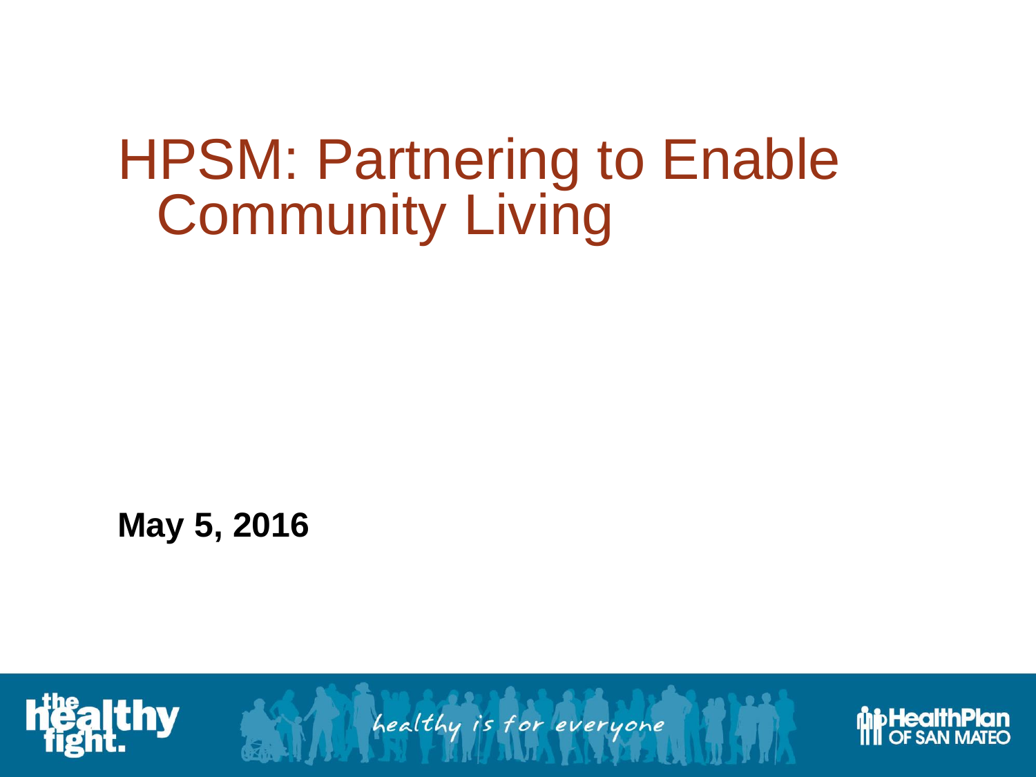# HPSM: Partnering to Enable Community Living

**May 5, 2016**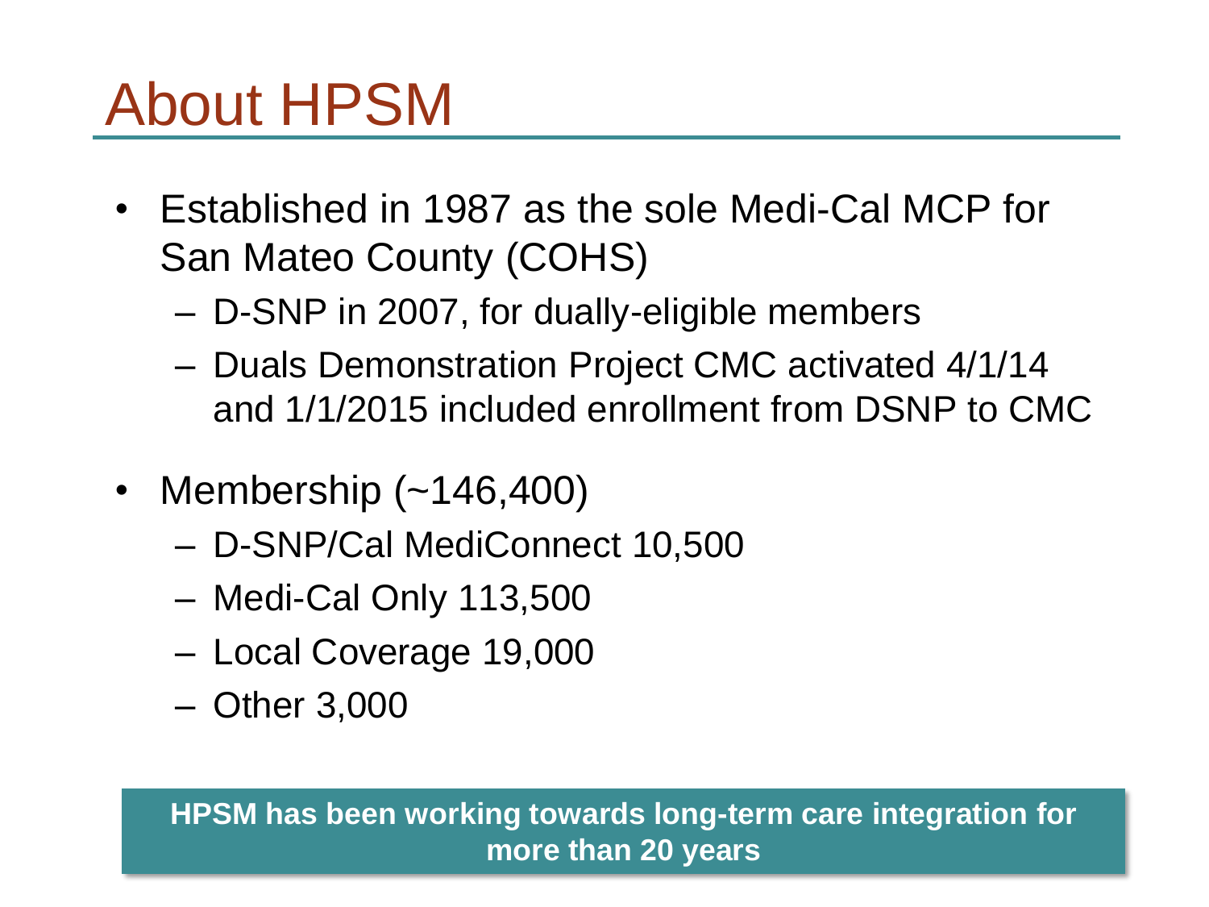# About HPSM

- Established in 1987 as the sole Medi-Cal MCP for San Mateo County (COHS)
  - D-SNP in 2007, for dually-eligible members
  - Duals Demonstration Project CMC activated 4/1/14 and 1/1/2015 included enrollment from DSNP to CMC
- Membership (~146,400)
  - D-SNP/Cal MediConnect 10,500
  - Medi-Cal Only 113,500
  - Local Coverage 19,000
  - Other 3,000

**HPSM has been working towards long-term care integration for more than 20 years**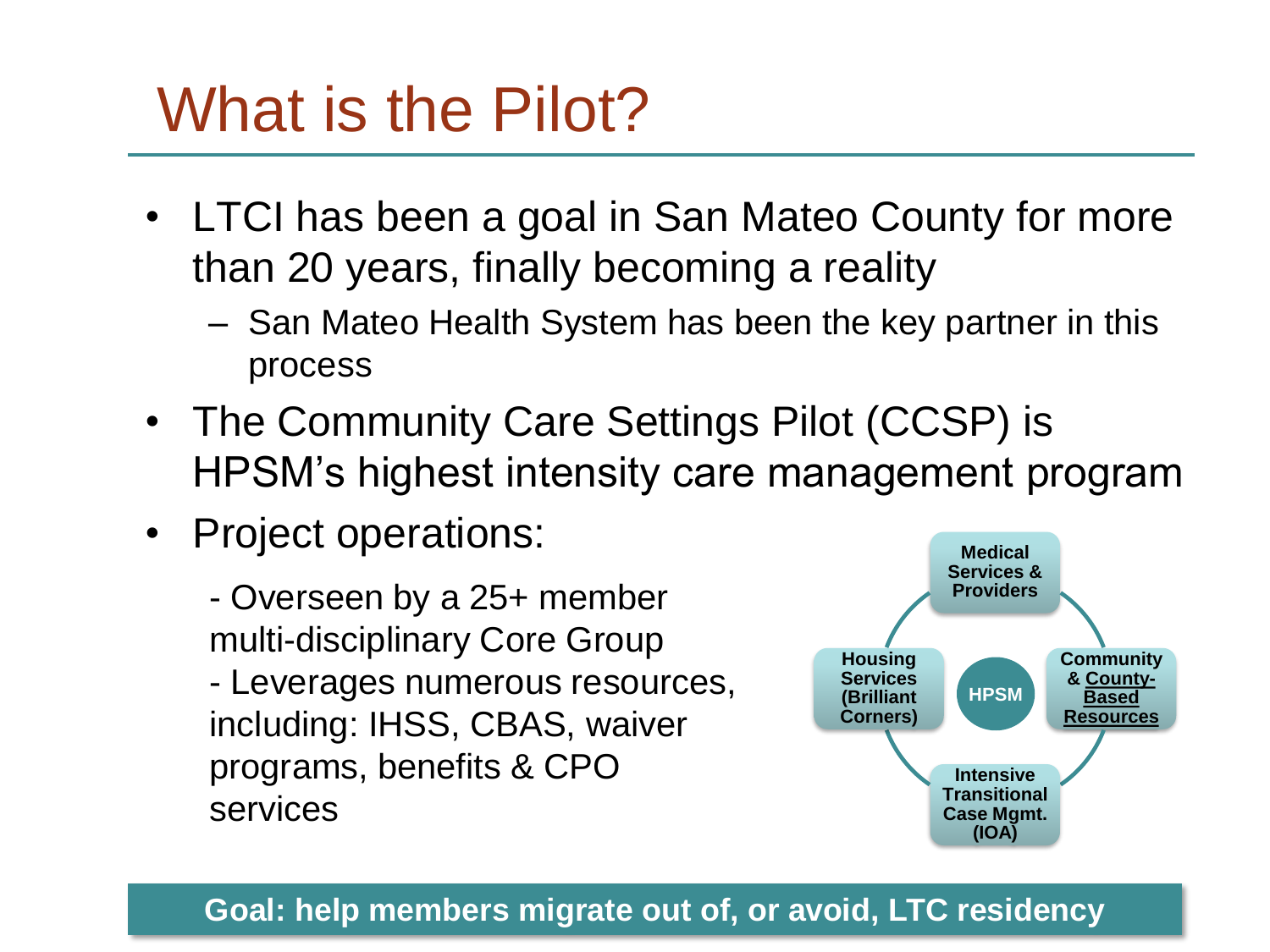# What is the Pilot?

- LTCI has been a goal in San Mateo County for more than 20 years, finally becoming a reality
  - San Mateo Health System has been the key partner in this process
- The Community Care Settings Pilot (CCSP) is HPSM's highest intensity care management program
- Project operations:

  - Overseen by a 25+ member multi-disciplinary Core Group
  - Leverages numerous resources, including: IHSS, CBAS, waiver programs, benefits & CPO services

HPSM

- **Medical Services & Providers**
- **Community & County-Based Resources**
- **Intensive Transitional Case Mgmt. (IOA)**
- **Housing Services (Brilliant Corners)**

**Goal: help members migrate out of, or avoid, LTC residency**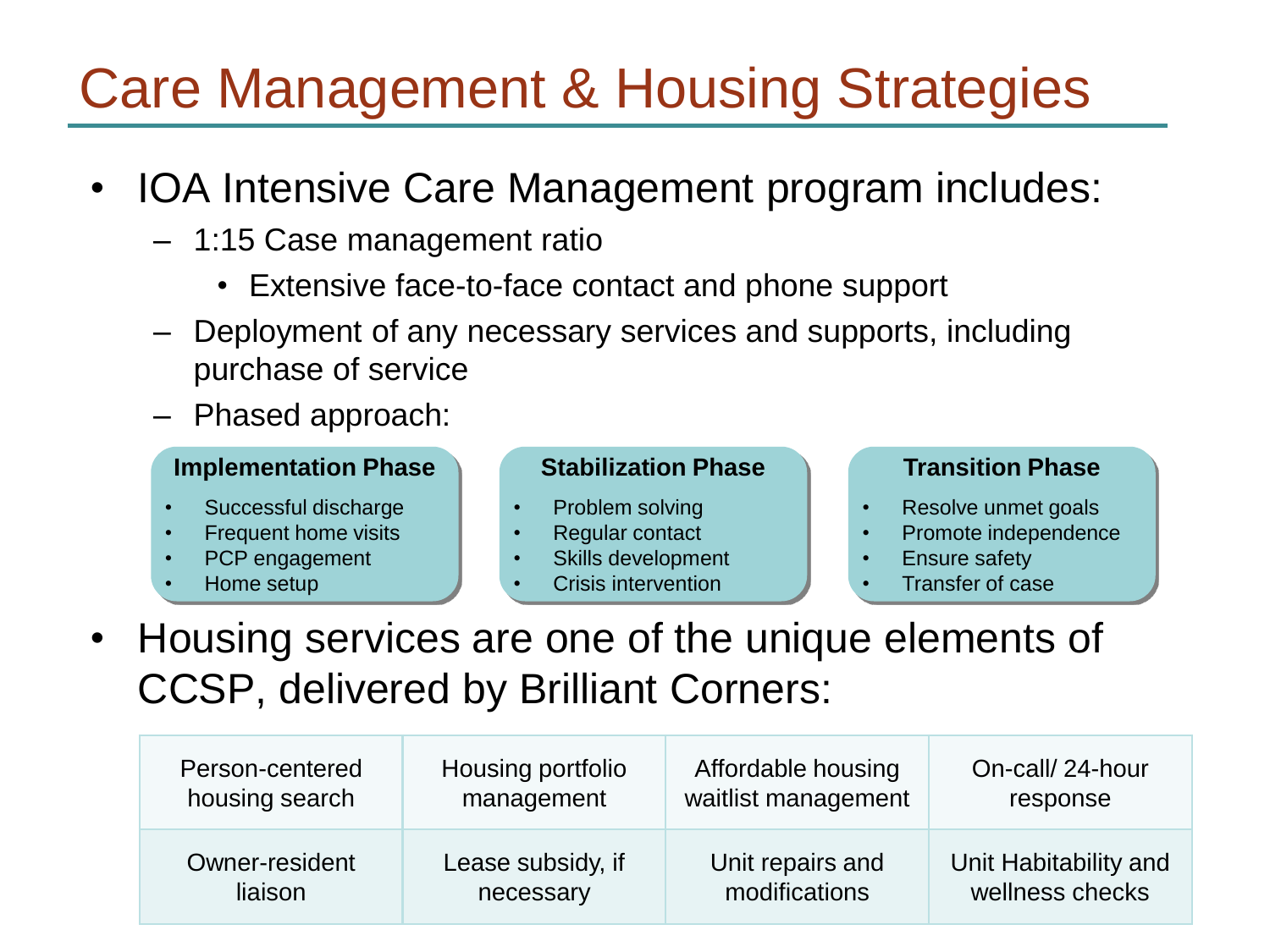# Care Management & Housing Strategies

- IOA Intensive Care Management program includes:
  - 1:15 Case management ratio
    - Extensive face-to-face contact and phone support
  - Deployment of any necessary services and supports, including purchase of service
  - Phased approach:

**Implementation Phase**
- Successful discharge
- Frequent home visits
- PCP engagement
- Home setup

**Stabilization Phase**
- Problem solving
- Regular contact
- Skills development
- Crisis intervention

**Transition Phase**
- Resolve unmet goals
- Promote independence
- Ensure safety
- Transfer of case

- Housing services are one of the unique elements of CCSP, delivered by Brilliant Corners:

| Person-centered housing search | Housing portfolio management | Affordable housing waitlist management | On-call/ 24-hour response |
|---|---|---|---|
| Owner-resident liaison | Lease subsidy, if necessary | Unit repairs and modifications | Unit Habitability and wellness checks |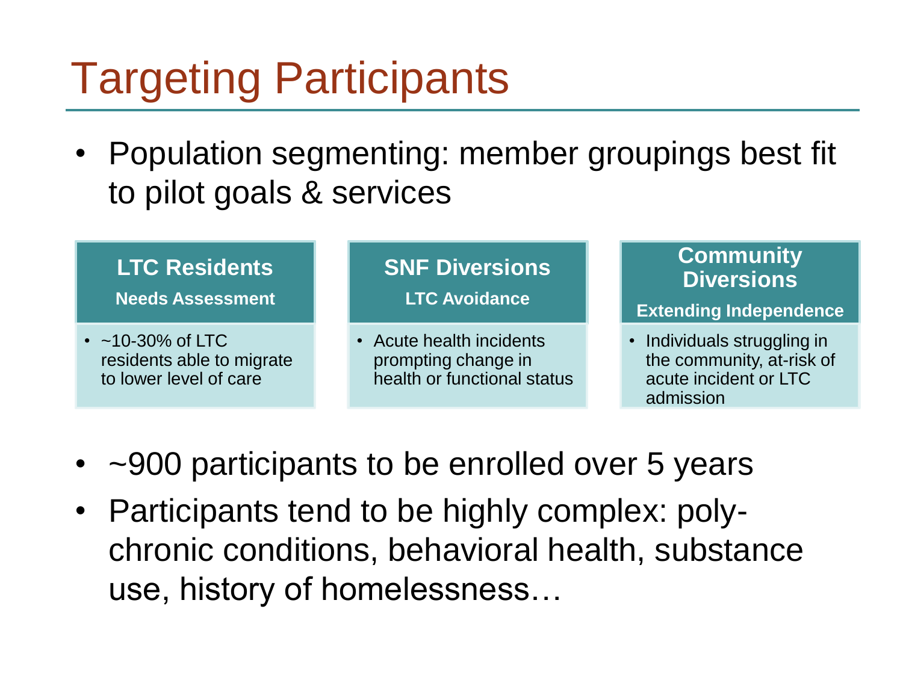# Targeting Participants

- Population segmenting: member groupings best fit to pilot goals & services

| LTC Residents<br>Needs Assessment | SNF Diversions<br>LTC Avoidance | Community Diversions<br>Extending Independence |
|---|---|---|
| • ~10-30% of LTC residents able to migrate to lower level of care | • Acute health incidents prompting change in health or functional status | • Individuals struggling in the community, at-risk of acute incident or LTC admission |

- ~900 participants to be enrolled over 5 years
- Participants tend to be highly complex: poly-chronic conditions, behavioral health, substance use, history of homelessness…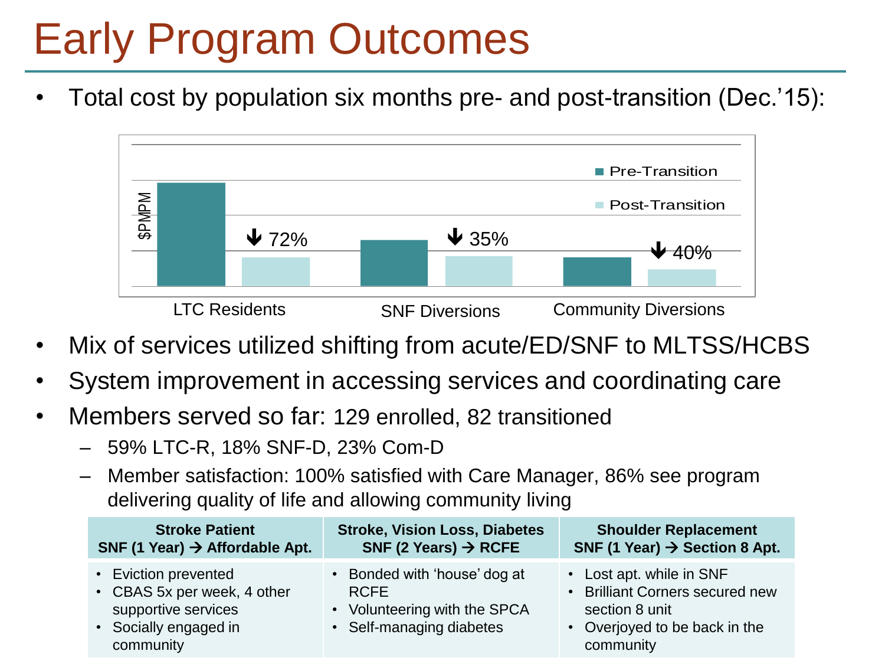# Early Program Outcomes

- Total cost by population six months pre- and post-transition (Dec.'15):

$PMPM

Pre-Transition

Post-Transition

↓ 72%

↓ 35%

↓ 40%

LTC Residents

SNF Diversions

Community Diversions

- Mix of services utilized shifting from acute/ED/SNF to MLTSS/HCBS
- System improvement in accessing services and coordinating care
- Members served so far: 129 enrolled, 82 transitioned
  - 59% LTC-R, 18% SNF-D, 23% Com-D
  - Member satisfaction: 100% satisfied with Care Manager, 86% see program delivering quality of life and allowing community living

| **Stroke Patient**<br>**SNF (1 Year) → Affordable Apt.** | **Stroke, Vision Loss, Diabetes**<br>**SNF (2 Years) → RCFE** | **Shoulder Replacement**<br>**SNF (1 Year) → Section 8 Apt.** |
|---|---|---|
| • Eviction prevented<br>• CBAS 5x per week, 4 other supportive services<br>• Socially engaged in community | • Bonded with 'house' dog at RCFE<br>• Volunteering with the SPCA<br>• Self-managing diabetes | • Lost apt. while in SNF<br>• Brilliant Corners secured new section 8 unit<br>• Overjoyed to be back in the community |